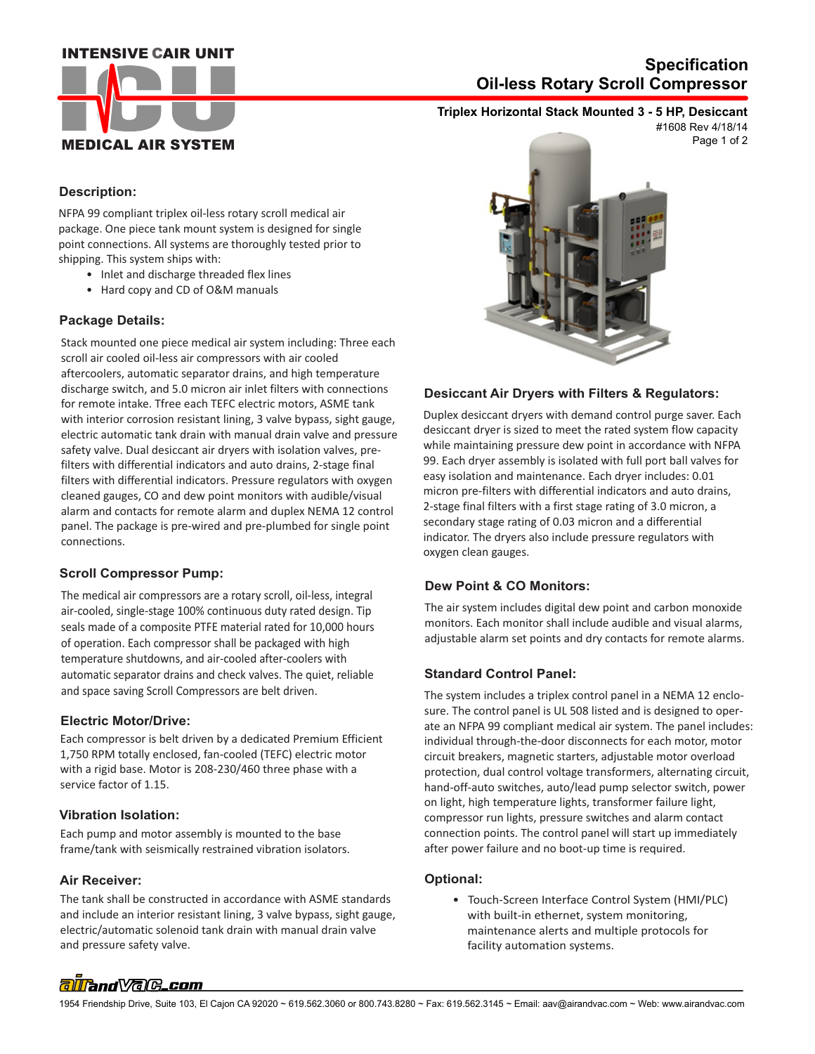# Specification
## Oil-less Rotary Scroll Compressor

**Triplex Horizontal Stack Mounted 3 - 5 HP, Desiccant**

#1608 Rev 4/18/14

INTENSIVE CAIR UNIT

MEDICAL AIR SYSTEM

### Description:

NFPA 99 compliant triplex oil-less rotary scroll medical air package. One piece tank mount system is designed for single point connections. All systems are thoroughly tested prior to shipping. This system ships with:

- Inlet and discharge threaded flex lines
- Hard copy and CD of O&M manuals

### Package Details:

Stack mounted one piece medical air system including: Three each scroll air cooled oil-less air compressors with air cooled aftercoolers, automatic separator drains, and high temperature discharge switch, and 5.0 micron air inlet filters with connections for remote intake. Tfree each TEFC electric motors, ASME tank with interior corrosion resistant lining, 3 valve bypass, sight gauge, electric automatic tank drain with manual drain valve and pressure safety valve. Dual desiccant air dryers with isolation valves, pre-filters with differential indicators and auto drains, 2-stage final filters with differential indicators. Pressure regulators with oxygen cleaned gauges, CO and dew point monitors with audible/visual alarm and contacts for remote alarm and duplex NEMA 12 control panel. The package is pre-wired and pre-plumbed for single point connections.

### Scroll Compressor Pump:

The medical air compressors are a rotary scroll, oil-less, integral air-cooled, single-stage 100% continuous duty rated design. Tip seals made of a composite PTFE material rated for 10,000 hours of operation. Each compressor shall be packaged with high temperature shutdowns, and air-cooled after-coolers with automatic separator drains and check valves. The quiet, reliable and space saving Scroll Compressors are belt driven.

### Electric Motor/Drive:

Each compressor is belt driven by a dedicated Premium Efficient 1,750 RPM totally enclosed, fan-cooled (TEFC) electric motor with a rigid base. Motor is 208-230/460 three phase with a service factor of 1.15.

### Vibration Isolation:

Each pump and motor assembly is mounted to the base frame/tank with seismically restrained vibration isolators.

### Air Receiver:

The tank shall be constructed in accordance with ASME standards and include an interior resistant lining, 3 valve bypass, sight gauge, electric/automatic solenoid tank drain with manual drain valve and pressure safety valve.

### Desiccant Air Dryers with Filters & Regulators:

Duplex desiccant dryers with demand control purge saver. Each desiccant dryer is sized to meet the rated system flow capacity while maintaining pressure dew point in accordance with NFPA 99. Each dryer assembly is isolated with full port ball valves for easy isolation and maintenance. Each dryer includes: 0.01 micron pre-filters with differential indicators and auto drains, 2-stage final filters with a first stage rating of 3.0 micron, a secondary stage rating of 0.03 micron and a differential indicator. The dryers also include pressure regulators with oxygen clean gauges.

### Dew Point & CO Monitors:

The air system includes digital dew point and carbon monoxide monitors. Each monitor shall include audible and visual alarms, adjustable alarm set points and dry contacts for remote alarms.

### Standard Control Panel:

The system includes a triplex control panel in a NEMA 12 enclosure. The control panel is UL 508 listed and is designed to operate an NFPA 99 compliant medical air system. The panel includes: individual through-the-door disconnects for each motor, motor circuit breakers, magnetic starters, adjustable motor overload protection, dual control voltage transformers, alternating circuit, hand-off-auto switches, auto/lead pump selector switch, power on light, high temperature lights, transformer failure light, compressor run lights, pressure switches and alarm contact connection points. The control panel will start up immediately after power failure and no boot-up time is required.

### Optional:

- Touch-Screen Interface Control System (HMI/PLC) with built-in ethernet, system monitoring, maintenance alerts and multiple protocols for facility automation systems.

airandvac.com

1954 Friendship Drive, Suite 103, El Cajon CA 92020 ~ 619.562.3060 or 800.743.8280 ~ Fax: 619.562.3145 ~ Email: aav@airandvac.com ~ Web: www.airandvac.com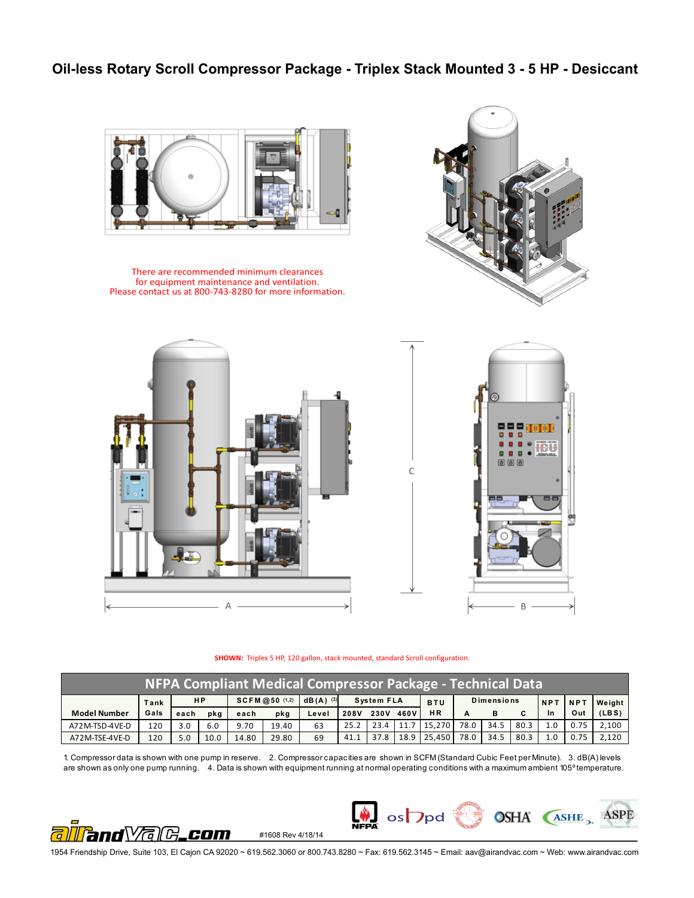# Oil-less Rotary Scroll Compressor Package - Triplex Stack Mounted 3 - 5 HP - Desiccant

There are recommended minimum clearances
for equipment maintenance and ventilation.
Please contact us at 800-743-8280 for more information.

A

B

C

**SHOWN:** Triplex 5 HP, 120 gallon, stack mounted, standard Scroll configuration.

## NFPA Compliant Medical Compressor Package - Technical Data

| Model Number | Tank Gals | HP | | SCFM@50 (1,2) | | dB(A) (3) | System FLA | | | BTU HR | Dimensions | | | NPT In | NPT Out | Weight (LBS) |
|---|---|---|---|---|---|---|---|---|---|---|---|---|---|---|---|---|
| | | each | pkg | each | pkg | Level | 208V | 230V | 460V | | A | B | C | | | |
| A72M-TSD-4VE-D | 120 | 3.0 | 6.0 | 9.70 | 19.40 | 63 | 25.2 | 23.4 | 11.7 | 15,270 | 78.0 | 34.5 | 80.3 | 1.0 | 0.75 | 2,100 |
| A72M-TSE-4VE-D | 120 | 5.0 | 10.0 | 14.80 | 29.80 | 69 | 41.1 | 37.8 | 18.9 | 25,450 | 78.0 | 34.5 | 80.3 | 1.0 | 0.75 | 2,120 |

1. Compressor data is shown with one pump in reserve. 2. Compressor capacities are shown in SCFM (Standard Cubic Feet per Minute). 3. dB(A) levels are shown as only one pump running. 4. Data is shown with equipment running at normal operating conditions with a maximum ambient 105° temperature.

airandvac.com #1608 Rev 4/18/14

1954 Friendship Drive, Suite 103, El Cajon CA 92020 ~ 619.562.3060 or 800.743.8280 ~ Fax: 619.562.3145 ~ Email: aav@airandvac.com ~ Web: www.airandvac.com